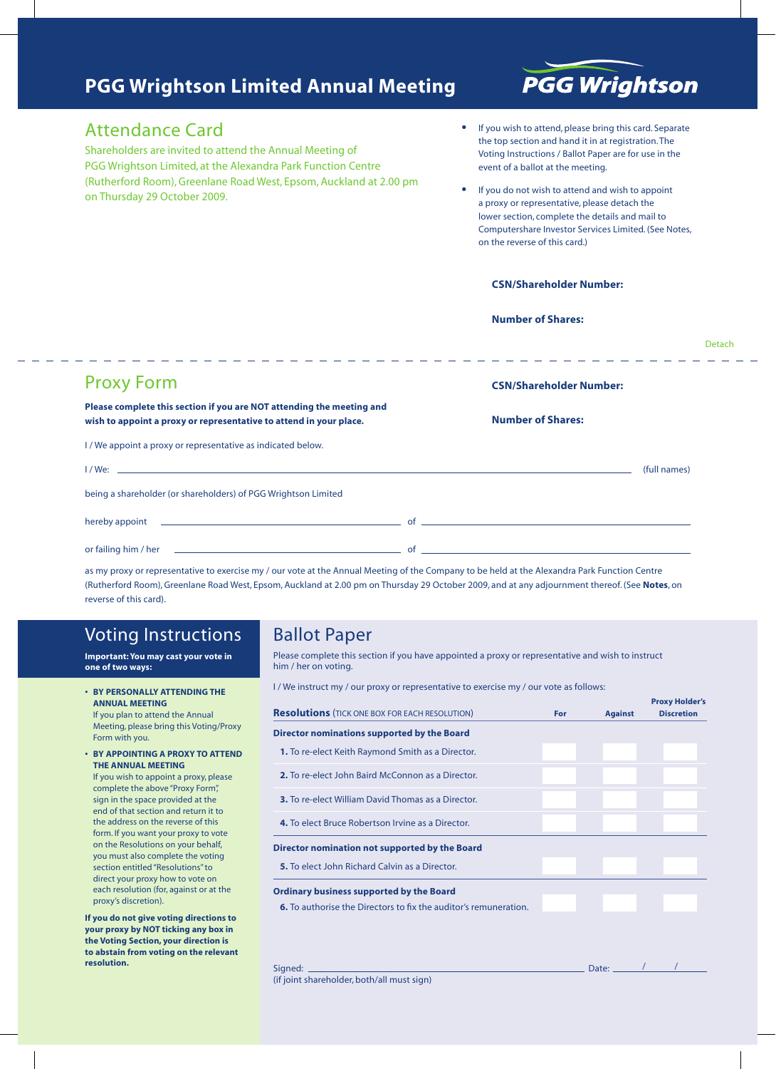# PGG Wrightson Limited Annual Meeting

PGG Wrightson

## Attendance Card

Shareholders are invited to attend the Annual Meeting of PGG Wrightson Limited, at the Alexandra Park Function Centre (Rutherford Room), Greenlane Road West, Epsom, Auckland at 2.00 pm on Thursday 29 October 2009.

- If you wish to attend, please bring this card. Separate the top section and hand it in at registration. The Voting Instructions / Ballot Paper are for use in the event of a ballot at the meeting.
- If you do not wish to attend and wish to appoint a proxy or representative, please detach the lower section, complete the details and mail to Computershare Investor Services Limited. (See Notes, on the reverse of this card.)

**CSN/Shareholder Number:**

**Number of Shares:**

Detach

---

## Proxy Form

**CSN/Shareholder Number:**

**Number of Shares:**

**Please complete this section if you are NOT attending the meeting and wish to appoint a proxy or representative to attend in your place.**

I / We appoint a proxy or representative as indicated below.

I / We: ______________________________ (full names)

being a shareholder (or shareholders) of PGG Wrightson Limited

hereby appoint ______________________ of ______________________

or failing him / her ______________________ of ______________________

as my proxy or representative to exercise my / our vote at the Annual Meeting of the Company to be held at the Alexandra Park Function Centre (Rutherford Room), Greenlane Road West, Epsom, Auckland at 2.00 pm on Thursday 29 October 2009, and at any adjournment thereof. (See **Notes**, on reverse of this card).

## Voting Instructions

**Important: You may cast your vote in one of two ways:**

- **BY PERSONALLY ATTENDING THE ANNUAL MEETING**
  If you plan to attend the Annual Meeting, please bring this Voting/Proxy Form with you.
- **BY APPOINTING A PROXY TO ATTEND THE ANNUAL MEETING**
  If you wish to appoint a proxy, please complete the above "Proxy Form", sign in the space provided at the end of that section and return it to the address on the reverse of this form. If you want your proxy to vote on the Resolutions on your behalf, you must also complete the voting section entitled "Resolutions" to direct your proxy how to vote on each resolution (for, against or at the proxy's discretion).

**If you do not give voting directions to your proxy by NOT ticking any box in the Voting Section, your direction is to abstain from voting on the relevant resolution.**

## Ballot Paper

Please complete this section if you have appointed a proxy or representative and wish to instruct him / her on voting.

I / We instruct my / our proxy or representative to exercise my / our vote as follows:

| **Resolutions** (TICK ONE BOX FOR EACH RESOLUTION) | For | Against | Proxy Holder's Discretion |
|---|---|---|---|
| **Director nominations supported by the Board** | | | |
| **1.** To re-elect Keith Raymond Smith as a Director. | | | |
| **2.** To re-elect John Baird McConnon as a Director. | | | |
| **3.** To re-elect William David Thomas as a Director. | | | |
| **4.** To elect Bruce Robertson Irvine as a Director. | | | |
| **Director nomination not supported by the Board** | | | |
| **5.** To elect John Richard Calvin as a Director. | | | |
| **Ordinary business supported by the Board** | | | |
| **6.** To authorise the Directors to fix the auditor's remuneration. | | | |

Signed: ______________________________ Date: ____ / ____ / ____

(if joint shareholder, both/all must sign)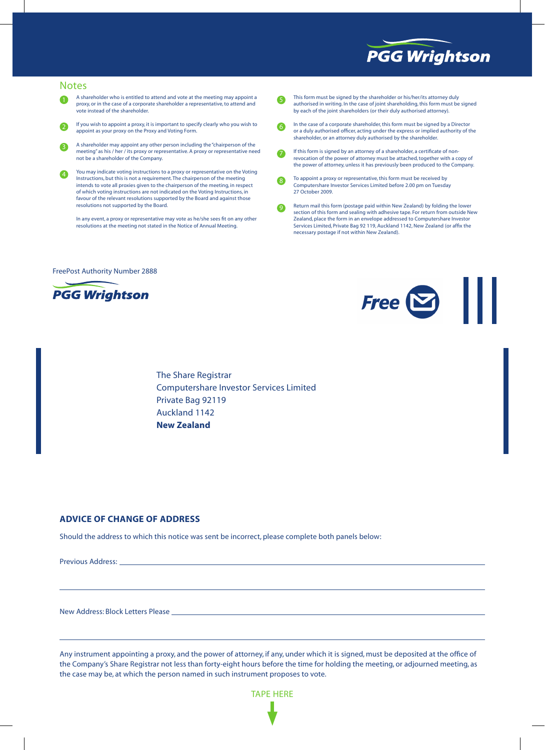PGG Wrightson

## Notes

1. A shareholder who is entitled to attend and vote at the meeting may appoint a proxy, or in the case of a corporate shareholder a representative, to attend and vote instead of the shareholder.
2. If you wish to appoint a proxy, it is important to specify clearly who you wish to appoint as your proxy on the Proxy and Voting Form.
3. A shareholder may appoint any other person including the "chairperson of the meeting" as his / her / its proxy or representative. A proxy or representative need not be a shareholder of the Company.
4. You may indicate voting instructions to a proxy or representative on the Voting Instructions, but this is not a requirement. The chairperson of the meeting intends to vote all proxies given to the chairperson of the meeting, in respect of which voting instructions are not indicated on the Voting Instructions, in favour of the relevant resolutions supported by the Board and against those resolutions not supported by the Board.

   In any event, a proxy or representative may vote as he/she sees fit on any other resolutions at the meeting not stated in the Notice of Annual Meeting.
5. This form must be signed by the shareholder or his/her/its attorney duly authorised in writing. In the case of joint shareholding, this form must be signed by each of the joint shareholders (or their duly authorised attorney).
6. In the case of a corporate shareholder, this form must be signed by a Director or a duly authorised officer, acting under the express or implied authority of the shareholder, or an attorney duly authorised by the shareholder.
7. If this form is signed by an attorney of a shareholder, a certificate of non-revocation of the power of attorney must be attached, together with a copy of the power of attorney, unless it has previously been produced to the Company.
8. To appoint a proxy or representative, this form must be received by Computershare Investor Services Limited before 2.00 pm on Tuesday 27 October 2009.
9. Return mail this form (postage paid within New Zealand) by folding the lower section of this form and sealing with adhesive tape. For return from outside New Zealand, place the form in an envelope addressed to Computershare Investor Services Limited, Private Bag 92 119, Auckland 1142, New Zealand (or affix the necessary postage if not within New Zealand).

FreePost Authority Number 2888

PGG Wrightson

Free

The Share Registrar
Computershare Investor Services Limited
Private Bag 92119
Auckland 1142
**New Zealand**

## ADVICE OF CHANGE OF ADDRESS

Should the address to which this notice was sent be incorrect, please complete both panels below:

Previous Address: ______________________________

______________________________

New Address: Block Letters Please ______________________________

______________________________

Any instrument appointing a proxy, and the power of attorney, if any, under which it is signed, must be deposited at the office of the Company's Share Registrar not less than forty-eight hours before the time for holding the meeting, or adjourned meeting, as the case may be, at which the person named in such instrument proposes to vote.

TAPE HERE